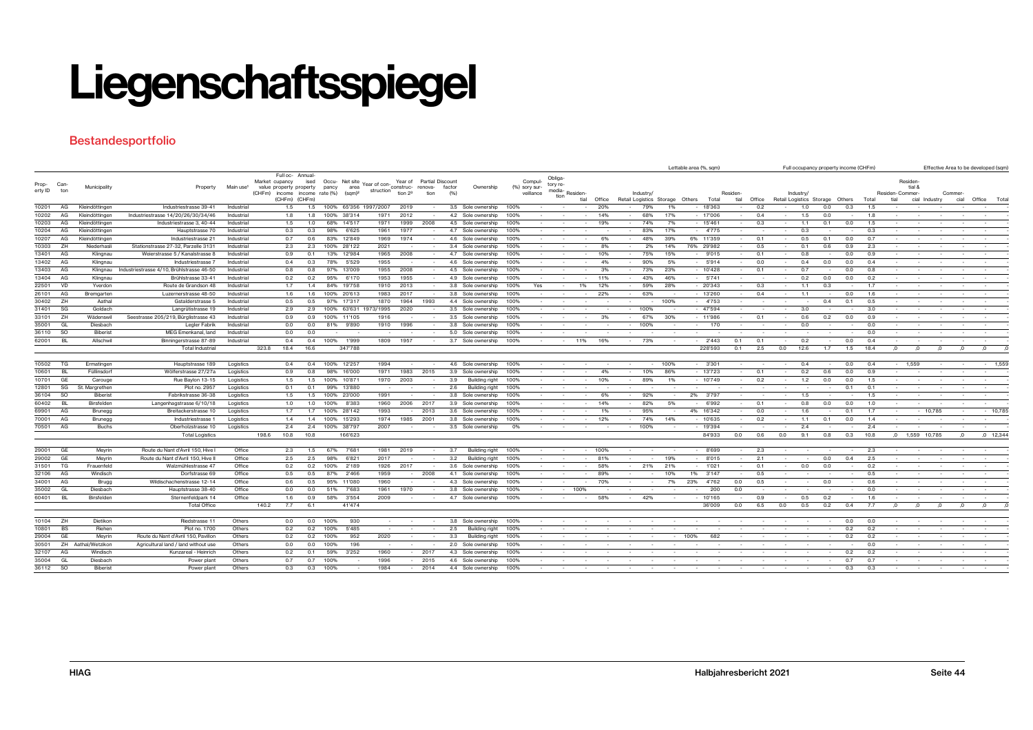# Liegenschaftsspiegel

## Bestandesportfolio

| Property ID | Canton | Municipality | Property | Main use¹ | Market value (CHFm) | Full occupancy property income (CHFm) | Annualised property income (CHFm) | Occupancy rate (%) | Net site area (sqm)² | Year of construction | Year of construction²³ | Partial renovation | Discount factor (%) | Ownership | (%) | Compulsory surveillance | Obligatory remediation | Lettable area (%, sqm) Residential | Lettable area Office | Lettable area Retail | Lettable area Industry/ Logistics | Lettable area Storage | Lettable area Others | Lettable area Total | Full occupancy property income (CHFm) Residential | Income Office | Income Retail | Income Industry/ Logistics | Income Storage | Income Others | Income Total | Effective Area to be developed (sqm) Residential | Residential & Commercial | Industry | Commercial | Office | Total |
|---|---|---|---|---|---|---|---|---|---|---|---|---|---|---|---|---|---|---|---|---|---|---|---|---|---|---|---|---|---|---|---|---|---|---|---|---|---|
| 10201 | AG | Kleindöttingen | Industriestrasse 39-41 | Industrial | | 1.5 | 1.5 | 100% | 65'356 | 1997/2007 | 2019 | - | 3.5 | Sole ownership | 100% | - | - | - | 20% | - | 79% | 1% | - | 18'363 | - | 0.2 | - | 1.0 | 0.0 | 0.3 | 1.5 | - | - | - | - | - | - |
| 10202 | AG | Kleindöttingen | Industriestrasse 14/20/26/30/34/46 | Industrial | | 1.8 | 1.8 | 100% | 38'314 | 1971 | 2012 | - | 4.2 | Sole ownership | 100% | - | - | - | 14% | - | 68% | 17% | - | 17'006 | - | 0.4 | - | 1.5 | 0.0 | - | 1.8 | - | - | - | - | - | - |
| 10203 | AG | Kleindöttingen | Industriestrasse 3, 40-44 | Industrial | | 1.5 | 1.0 | 68% | 14'517 | 1971 | 1999 | 2008 | 4.5 | Sole ownership | 100% | - | - | - | 19% | - | 74% | 7% | - | 15'461 | - | 0.3 | - | 1.1 | 0.1 | 0.0 | 1.5 | - | - | - | - | - | - |
| 10204 | AG | Kleindöttingen | Hauptstrasse 70 | Industrial | | 0.3 | 0.3 | 98% | 6'625 | 1961 | 1977 | - | 4.7 | Sole ownership | 100% | - | - | - | - | - | 83% | 17% | - | 4'775 | - | - | - | 0.3 | - | - | 0.3 | - | - | - | - | - | - |
| 10207 | AG | Kleindöttingen | Industriestrasse 21 | Industrial | | 0.7 | 0.6 | 83% | 12'849 | 1969 | 1974 | - | 4.6 | Sole ownership | 100% | - | - | - | 6% | - | 48% | 39% | 6% | 11'359 | - | 0.1 | - | 0.5 | 0.1 | 0.0 | 0.7 | - | - | - | - | - | - |
| 10303 | ZH | Niederhasli | Stationsstrasse 27-32, Parzelle 3131 | Industrial | | 2.3 | 2.3 | 100% | 28'122 | 2021 | - | - | 3.4 | Sole ownership | 100% | - | - | - | 8% | - | 2% | 14% | 76% | 29'982 | - | 0.5 | - | 0.1 | 0.6 | 0.9 | 2.3 | - | - | - | - | - | - |
| 13401 | AG | Klingnau | Weierstrasse 5 / Kanalstrasse 8 | Industrial | | 0.9 | 0.1 | 13% | 12'984 | 1965 | 2008 | - | 4.7 | Sole ownership | 100% | - | - | - | 10% | - | 75% | 15% | - | 9'015 | - | 0.1 | - | 0.8 | - | 0.0 | 0.9 | - | - | - | - | - | - |
| 13402 | AG | Klingnau | Industriestrasse 7 | Industrial | | 0.4 | 0.3 | 78% | 5'529 | 1955 | - | - | 4.6 | Sole ownership | 100% | - | - | - | 4% | - | 90% | 5% | - | 5'914 | - | 0.0 | - | 0.4 | 0.0 | 0.0 | 0.4 | - | - | - | - | - | - |
| 13403 | AG | Klingnau | Industriestrasse 4/10, Brühlstrasse 46-50 | Industrial | | 0.8 | 0.8 | 97% | 13'009 | 1955 | 2008 | - | 4.5 | Sole ownership | 100% | - | - | - | 3% | - | 73% | 23% | - | 10'428 | - | 0.1 | - | 0.7 | - | 0.0 | 0.8 | - | - | - | - | - | - |
| 13404 | AG | Klingnau | Brühlstrasse 33-41 | Industrial | | 0.2 | 0.2 | 95% | 6'170 | 1953 | 1955 | - | 4.9 | Sole ownership | 100% | - | - | - | 11% | - | 43% | 46% | - | 5'741 | - | - | - | 0.2 | 0.0 | 0.0 | 0.2 | - | - | - | - | - | - |
| 22501 | VD | Yverdon | Route de Grandson 48 | Industrial | | 1.7 | 1.4 | 84% | 19'758 | 1910 | 2013 | - | 3.8 | Sole ownership | 100% | Yes | - | 1% | 12% | - | 59% | 28% | - | 20'343 | - | 0.3 | - | 1.1 | 0.3 | - | 1.7 | - | - | - | - | - | - |
| 26101 | AG | Bremgarten | Luzernerstrasse 48-50 | Industrial | | 1.6 | 1.6 | 100% | 20'613 | 1983 | 2017 | - | 3.8 | Sole ownership | 100% | - | - | - | 22% | - | 63% | - | - | 13'260 | - | 0.4 | - | 1.1 | - | 0.0 | 1.6 | - | - | - | - | - | - |
| 30402 | ZH | Aathal | Gstalderstrasse 5 | Industrial | | 0.5 | 0.5 | 97% | 17'317 | 1870 | 1964 | 1993 | 4.4 | Sole ownership | 100% | - | - | - | - | - | - | 100% | - | 4'753 | - | - | - | - | 0.4 | 0.1 | 0.5 | - | - | - | - | - | - |
| 31401 | SG | Goldach | Langrütistrasse 19 | Industrial | | 2.9 | 2.9 | 100% | 63'631 | 1973/1995 | 2020 | - | 3.5 | Sole ownership | 100% | - | - | - | - | - | 100% | - | - | 47'594 | - | - | - | 3.0 | - | - | 3.0 | - | - | - | - | - | - |
| 33101 | ZH | Wädenswil | Seestrasse 205/219, Bürglistrasse 43 | Industrial | | 0.9 | 0.9 | 100% | 11'105 | 1916 | - | - | 3.5 | Sole ownership | 100% | - | - | - | 3% | - | 67% | 30% | - | 11'986 | - | 0.1 | - | 0.6 | 0.2 | 0.0 | 0.9 | - | - | - | - | - | - |
| 35001 | GL | Diesbach | Legler Fabrik | Industrial | | 0.0 | 0.0 | 81% | 9'890 | 1910 | 1996 | - | 3.8 | Sole ownership | 100% | - | - | - | - | - | 100% | - | - | 170 | - | - | - | 0.0 | - | - | 0.0 | - | - | - | - | - | - |
| 36110 | SO | Biberist | MEG Emenkanal, land | Industrial | | 0.0 | 0.0 | - | - | - | - | - | 5.0 | Sole ownership | 100% | - | - | - | - | - | - | - | - | - | - | - | - | - | - | - | 0.0 | - | - | - | - | - | - |
| 62001 | BL | Allschwil | Binningerstrasse 87-89 | Industrial | | 0.4 | 0.4 | 100% | 1'999 | 1809 | 1957 | - | 3.7 | Sole ownership | 100% | - | - | 11% | 16% | - | 73% | - | - | 2'443 | 0.1 | 0.1 | - | 0.2 | - | 0.0 | 0.4 | - | - | - | - | - | - |
| | | | Total Industrial | | 323.8 | 18.4 | 16.6 | | 347'788 | | | | | | | | | | | | | | | 228'593 | 0.1 | 2.5 | 0.0 | 12.6 | 1.7 | 1.5 | 18.4 | ,0 | ,0 | ,0 | ,0 | ,0 | ,0 |
| 10502 | TG | Ermatingen | Hauptstrasse 189 | Logistics | | 0.4 | 0.4 | 100% | 12'257 | 1994 | - | - | 4.6 | Sole ownership | 100% | - | - | - | - | - | - | 100% | - | 3'301 | - | - | - | 0.4 | - | 0.0 | 0.4 | - | 1,559 | - | - | - | 1,559 |
| 10601 | BL | Füllinsdorf | Wölferstrasse 27/27a | Logistics | | 0.9 | 0.8 | 98% | 16'000 | 1971 | 1983 | 2015 | 3.9 | Sole ownership | 100% | - | - | - | 4% | - | 10% | 86% | - | 13'723 | - | 0.1 | - | 0.2 | 0.6 | 0.0 | 0.9 | - | - | - | - | - | - |
| 10701 | GE | Carouge | Rue Baylon 13-15 | Logistics | | 1.5 | 1.5 | 100% | 10'871 | 1970 | 2003 | - | 3.9 | Building right | 100% | - | - | - | 10% | - | 89% | 1% | - | 10'749 | - | 0.2 | - | 1.2 | 0.0 | 0.0 | 1.5 | - | - | - | - | - | - |
| 12801 | SG | St. Margrethen | Plot no. 2957 | Logistics | | 0.1 | 0.1 | 99% | 13'880 | - | - | - | 2.6 | Building right | 100% | - | - | - | - | - | - | - | - | - | - | - | - | - | - | 0.1 | 0.1 | - | - | - | - | - | - |
| 36104 | SO | Biberist | Fabrikstrasse 36-38 | Logistics | | 1.5 | 1.5 | 100% | 23'000 | 1991 | - | - | 3.8 | Sole ownership | 100% | - | - | - | 6% | - | 92% | - | 2% | 3'797 | - | - | - | 1.5 | - | - | 1.5 | - | - | - | - | - | - |
| 60402 | BL | Birsfelden | Langenhagstrasse 6/10/18 | Logistics | | 1.0 | 1.0 | 100% | 8'383 | 1960 | 2006 | 2017 | 3.9 | Sole ownership | 100% | - | - | - | 14% | - | 82% | 5% | - | 6'992 | - | 0.1 | - | 0.8 | 0.0 | 0.0 | 1.0 | - | - | - | - | - | - |
| 69901 | AG | Brunegg | Breitackerstrasse 10 | Logistics | | 1.7 | 1.7 | 100% | 28'142 | 1993 | - | 2013 | 3.6 | Sole ownership | 100% | - | - | - | 1% | - | 95% | - | 4% | 16'342 | - | 0.0 | - | 1.6 | - | 0.1 | 1.7 | - | - | 10,785 | - | - | 10,785 |
| 70001 | AG | Brunegg | Industriestrasse 1 | Logistics | | 1.4 | 1.4 | 100% | 15'293 | 1974 | 1985 | 2001 | 3.8 | Sole ownership | 100% | - | - | - | 12% | - | 74% | 14% | - | 10'635 | - | 0.2 | - | 1.1 | 0.1 | 0.0 | 1.4 | - | - | - | - | - | - |
| 70501 | AG | Buchs | Oberholzstrasse 10 | Logistics | | 2.4 | 2.4 | 100% | 38'797 | 2007 | - | - | 3.5 | Sole ownership | 0% | - | - | - | - | - | 100% | - | - | 19'394 | - | - | - | 2.4 | - | - | 2.4 | - | - | - | - | - | - |
| | | | Total Logistics | | 198.6 | 10.8 | 10.8 | | 166'623 | | | | | | | | | | | | | | | 84'933 | 0.0 | 0.6 | 0.0 | 9.1 | 0.8 | 0.3 | 10.8 | ,0 | 1,559 | 10,785 | ,0 | ,0 | 12,344 |
| 29001 | GE | Meyrin | Route du Nant d'Avril 150, Hive I | Office | | 2.3 | 1.5 | 67% | 7'681 | 1981 | 2019 | - | 3.7 | Building right | 100% | - | - | - | 100% | - | - | - | - | 8'699 | - | 2.3 | - | - | - | - | 2.3 | - | - | - | - | - | - |
| 29002 | GE | Meyrin | Route du Nant d'Avril 150, Hive II | Office | | 2.5 | 2.5 | 98% | 6'821 | 2017 | - | - | 3.2 | Building right | 100% | - | - | - | 81% | - | - | 19% | - | 8'015 | - | 2.1 | - | - | 0.0 | 0.4 | 2.5 | - | - | - | - | - | - |
| 31501 | TG | Frauenfeld | Walzmühlestrasse 47 | Office | | 0.2 | 0.2 | 100% | 2'189 | 1926 | 2017 | - | 3.6 | Sole ownership | 100% | - | - | - | 58% | - | 21% | 21% | - | 1'021 | - | 0.1 | - | 0.0 | 0.0 | - | 0.2 | - | - | - | - | - | - |
| 32106 | AG | Windisch | Dorfstrasse 69 | Office | | 0.5 | 0.5 | 87% | 2'466 | 1959 | - | 2008 | 4.1 | Sole ownership | 100% | - | - | - | 89% | - | - | 10% | 1% | 3'147 | - | 0.5 | - | - | - | - | 0.5 | - | - | - | - | - | - |
| 34001 | AG | Brugg | Wildischachenstrasse 12-14 | Office | | 0.6 | 0.5 | 95% | 11'080 | 1960 | - | - | 4.3 | Sole ownership | 100% | - | - | - | 70% | - | - | 7% | 23% | 4'762 | 0.0 | 0.5 | - | - | 0.0 | - | 0.6 | - | - | - | - | - | - |
| 35002 | GL | Diesbach | Hauptstrasse 38-40 | Office | | 0.0 | 0.0 | 51% | 7'683 | 1961 | 1970 | - | 3.8 | Sole ownership | 100% | - | - | 100% | - | - | - | - | - | 200 | 0.0 | - | - | - | - | - | 0.0 | - | - | - | - | - | - |
| 60401 | BL | Birsfelden | Sternenfeldpark 14 | Office | | 1.6 | 0.9 | 58% | 3'554 | 2009 | - | - | 4.7 | Sole ownership | 100% | - | - | - | 58% | - | 42% | - | - | 10'165 | - | 0.9 | - | 0.5 | 0.2 | - | 1.6 | - | - | - | - | - | - |
| | | | Total Office | | 140.2 | 7.7 | 6.1 | | 41'474 | | | | | | | | | | | | | | | 36'009 | 0.0 | 6.5 | 0.0 | 0.5 | 0.2 | 0.4 | 7.7 | ,0 | ,0 | ,0 | ,0 | ,0 | ,0 |
| 10104 | ZH | Dietikon | Riedstrasse 11 | Others | | 0.0 | 0.0 | 100% | 930 | - | - | - | 3.8 | Sole ownership | 100% | - | - | - | - | - | - | - | - | - | - | - | - | - | - | 0.0 | 0.0 | - | - | - | - | - | - |
| 10801 | BS | Riehen | Plot no. 1700 | Others | | 0.2 | 0.2 | 100% | 5'485 | - | - | - | 2.5 | Building right | 100% | - | - | - | - | - | - | - | - | - | - | - | - | - | - | 0.2 | 0.2 | - | - | - | - | - | - |
| 29004 | GE | Meyrin | Route du Nant d'Avril 150, Pavillon | Others | | 0.2 | 0.2 | 100% | 952 | 2020 | - | - | 3.3 | Building right | 100% | - | - | - | - | - | - | - | 100% | 682 | - | - | - | - | - | 0.2 | 0.2 | - | - | - | - | - | - |
| 30501 | ZH | Aathal/Wetzikon | Agricultural land / land without use | Others | | 0.0 | 0.0 | 100% | 196 | - | - | - | 2.0 | Sole ownership | 100% | - | - | - | - | - | - | - | - | - | - | - | - | - | - | - | 0.0 | - | - | - | - | - | - |
| 32107 | AG | Windisch | Kunzareal - Heinrich | Others | | 0.2 | 0.1 | 59% | 3'252 | 1960 | - | 2017 | 4.3 | Sole ownership | 100% | - | - | - | - | - | - | - | - | - | - | - | - | - | - | 0.2 | 0.2 | - | - | - | - | - | - |
| 35004 | GL | Diesbach | Power plant | Others | | 0.7 | 0.7 | 100% | - | 1996 | - | 2015 | 4.6 | Sole ownership | 100% | - | - | - | - | - | - | - | - | - | - | - | - | - | - | 0.7 | 0.7 | - | - | - | - | - | - |
| 36112 | SO | Biberist | Power plant | Others | | 0.3 | 0.3 | 100% | - | 1984 | - | 2014 | 4.4 | Sole ownership | 100% | - | - | - | - | - | - | - | - | - | - | - | - | - | - | 0.3 | 0.3 | - | - | - | - | - | - |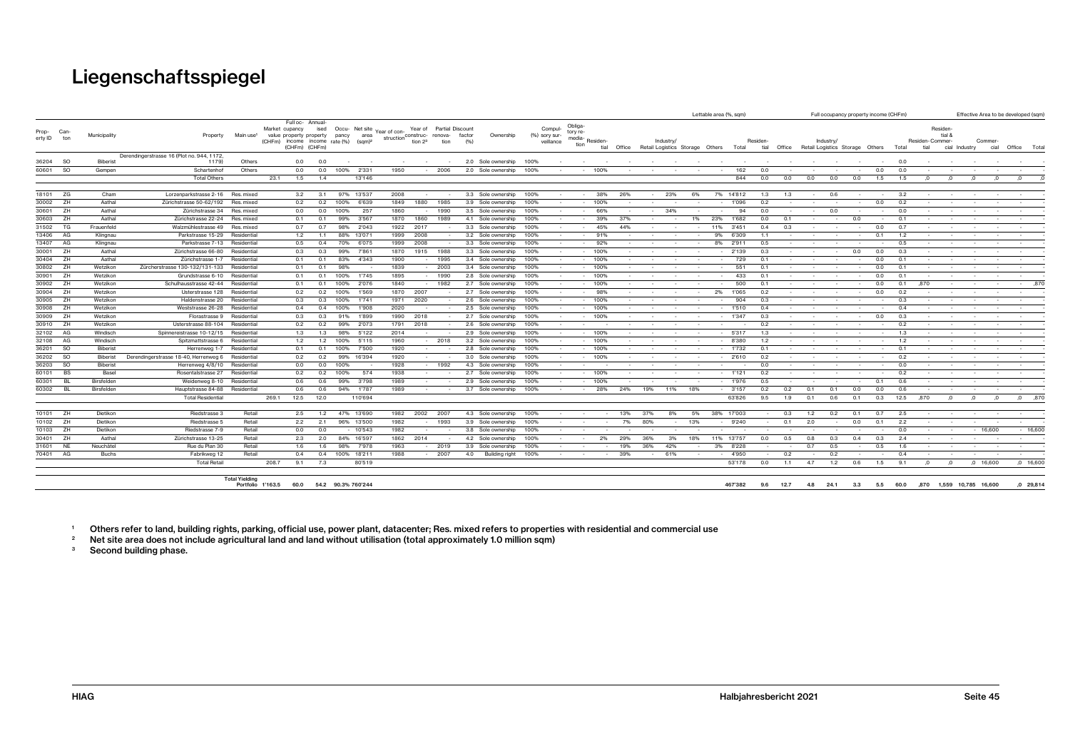# Liegenschaftsspiegel

| Property ID | Canton | Municipality | Property | Main use[1] | Market value (CHFm) | Full occupancy property income (CHFm) | Annualised property income (CHFm) | Occupancy rate (%) | Net site area (sqm)[2] | Year of construction | Year of construction 2[3] | Partial renovation | Discount factor (%) | Ownership | Compulsory surveillance (%) | Obligatory remediation | Lettable area (%, sqm) | | | | | | | Full occupancy property income (CHFm) | | | | | | | Effective Area to be developed (sqm) | | | | | |
|---|---|---|---|---|---|---|---|---|---|---|---|---|---|---|---|---|---|---|---|---|---|---|---|---|---|---|---|---|---|---|---|---|---|---|---|---|
| | | | | | | | | | | | | | | | | | Residential | Office | Retail | Industry/Logistics | Storage | Others | Total | Residential | Office | Retail | Industry/Logistics | Storage | Others | Total | Residential | Residential & Commercial | Industry | Commercial | Office | Total |
| 36204 | SO | Biberist | Derendingerstrasse 16 (Plot no. 944, 1172, 1179) | Others | | 0.0 | 0.0 | - | - | - | - | - | 2.0 | Sole ownership | 100% | | - | - | - | - | - | - | - | - | - | - | - | - | - | 0.0 | - | - | - | - | - | - |
| 60601 | SO | Gempen | Schartenhof | Others | | 0.0 | 0.0 | 100% | 2'331 | 1950 | - | 2006 | 2.0 | Sole ownership | 100% | - | 100% | - | - | - | - | - | 162 | 0.0 | - | - | - | - | 0.0 | 0.0 | - | - | - | - | - | - |
| | | | Total Others | | 23.1 | 1.5 | 1.4 | | 13'146 | | | | | | | | | | | | | | 844 | 0.0 | 0.0 | 0.0 | 0.0 | 0.0 | 1.5 | 1.5 | ,0 | ,0 | ,0 | ,0 | ,0 | ,0 |
| 18101 | ZG | Cham | Lorzenparkstrasse 2-16 | Res. mixed | | 3.2 | 3.1 | 97% | 13'537 | 2008 | - | - | 3.3 | Sole ownership | 100% | - | 38% | 26% | - | 23% | 6% | 7% | 14'812 | 1.3 | 1.3 | - | 0.6 | - | - | 3.2 | - | - | - | - | - | - |
| 30002 | ZH | Aathal | Zürichstrasse 50-62/192 | Res. mixed | | 0.2 | 0.2 | 100% | 6'639 | 1849 | 1880 | 1985 | 3.9 | Sole ownership | 100% | - | 100% | - | - | - | - | - | 1'096 | 0.2 | - | - | - | - | 0.0 | 0.2 | - | - | - | - | - | - |
| 30601 | ZH | Aathal | Zürichstrasse 34 | Res. mixed | | 0.0 | 0.0 | 100% | 257 | 1860 | - | 1990 | 3.5 | Sole ownership | 100% | - | 66% | - | - | 34% | - | - | 94 | 0.0 | - | - | 0.0 | - | - | 0.0 | - | - | - | - | - | - |
| 30603 | ZH | Aathal | Zürichstrasse 22-24 | Res. mixed | | 0.1 | 0.1 | 99% | 3'567 | 1870 | 1860 | 1989 | 4.1 | Sole ownership | 100% | - | 39% | 37% | - | - | 1% | 23% | 1'682 | 0.0 | 0.1 | - | - | 0.0 | - | 0.1 | - | - | - | - | - | - |
| 31502 | TG | Frauenfeld | Walzmühlestrasse 49 | Res. mixed | | 0.7 | 0.7 | 98% | 2'043 | 1922 | 2017 | - | 3.3 | Sole ownership | 100% | - | 45% | 44% | - | - | - | 11% | 3'451 | 0.4 | 0.3 | - | - | - | 0.0 | 0.7 | - | - | - | - | - | - |
| 13406 | AG | Klingnau | Parkstrasse 15-29 | Residential | | 1.2 | 1.1 | 88% | 13'071 | 1999 | 2008 | - | 3.2 | Sole ownership | 100% | - | 91% | - | - | - | - | 9% | 6'309 | 1.1 | - | - | - | - | 0.1 | 1.2 | - | - | - | - | - | - |
| 13407 | AG | Klingnau | Parkstrasse 7-13 | Residential | | 0.5 | 0.4 | 70% | 6'075 | 1999 | 2008 | - | 3.3 | Sole ownership | 100% | - | 92% | - | - | - | - | 8% | 2'911 | 0.5 | - | - | - | - | - | 0.5 | - | - | - | - | - | - |
| 30001 | ZH | Aathal | Zürichstrasse 66-80 | Residential | | 0.3 | 0.3 | 99% | 7'861 | 1870 | 1915 | 1988 | 3.3 | Sole ownership | 100% | - | 100% | - | - | - | - | - | 2'139 | 0.3 | - | - | - | 0.0 | 0.0 | 0.3 | - | - | - | - | - | - |
| 30404 | ZH | Aathal | Zürichstrasse 1-7 | Residential | | 0.1 | 0.1 | 83% | 4'343 | 1900 | - | 1995 | 3.4 | Sole ownership | 100% | - | 100% | - | - | - | - | - | 729 | 0.1 | - | - | - | - | 0.0 | 0.1 | - | - | - | - | - | - |
| 30802 | ZH | Wetzikon | Zürcherstrasse 130-132/131-133 | Residential | | 0.1 | 0.1 | 98% | - | 1839 | - | 2003 | 3.4 | Sole ownership | 100% | - | 100% | - | - | - | - | - | 551 | 0.1 | - | - | - | - | 0.0 | 0.1 | - | - | - | - | - | - |
| 30901 | ZH | Wetzikon | Grundstrasse 6-10 | Residential | | 0.1 | 0.1 | 100% | 1'745 | 1895 | - | 1990 | 2.8 | Sole ownership | 100% | - | 100% | - | - | - | - | - | 433 | 0.1 | - | - | - | - | 0.0 | 0.1 | - | - | - | - | - | - |
| 30902 | ZH | Wetzikon | Schulhausstrasse 42-44 | Residential | | 0.1 | 0.1 | 100% | 2'076 | 1840 | - | 1982 | 2.7 | Sole ownership | 100% | - | 100% | - | - | - | - | - | 500 | 0.1 | - | - | - | - | 0.0 | 0.1 | ,870 | - | - | - | - | ,870 |
| 30904 | ZH | Wetzikon | Usterstrasse 128 | Residential | | 0.2 | 0.2 | 100% | 1'569 | 1870 | 2007 | - | 2.7 | Sole ownership | 100% | - | 98% | - | - | - | - | 2% | 1'065 | 0.2 | - | - | - | - | 0.0 | 0.2 | - | - | - | - | - | - |
| 30905 | ZH | Wetzikon | Haldenstrasse 20 | Residential | | 0.3 | 0.3 | 100% | 1'741 | 1971 | 2020 | - | 2.6 | Sole ownership | 100% | - | 100% | - | - | - | - | - | 904 | 0.3 | - | - | - | - | - | 0.3 | - | - | - | - | - | - |
| 30908 | ZH | Wetzikon | Weststrasse 26-28 | Residential | | 0.4 | 0.4 | 100% | 1'908 | 2020 | - | - | 2.5 | Sole ownership | 100% | - | 100% | - | - | - | - | - | 1'510 | 0.4 | - | - | - | - | - | 0.4 | - | - | - | - | - | - |
| 30909 | ZH | Wetzikon | Florastrasse 9 | Residential | | 0.3 | 0.3 | 91% | 1'899 | 1990 | 2018 | - | 2.7 | Sole ownership | 100% | - | 100% | - | - | - | - | - | 1'347 | 0.3 | - | - | - | - | 0.0 | 0.3 | - | - | - | - | - | - |
| 30910 | ZH | Wetzikon | Usterstrasse 88-104 | Residential | | 0.2 | 0.2 | 99% | 2'073 | 1791 | 2018 | - | 2.6 | Sole ownership | 100% | - | - | - | - | - | - | - | - | 0.2 | - | - | - | - | - | 0.2 | - | - | - | - | - | - |
| 32102 | AG | Windisch | Spinnereistrasse 10-12/15 | Residential | | 1.3 | 1.3 | 98% | 5'122 | 2014 | - | - | 2.9 | Sole ownership | 100% | - | 100% | - | - | - | - | - | 5'317 | 1.3 | - | - | - | - | - | 1.3 | - | - | - | - | - | - |
| 32108 | AG | Windisch | Spitzmattstrasse 6 | Residential | | 1.2 | 1.2 | 100% | 5'115 | 1960 | - | 2018 | 3.2 | Sole ownership | 100% | - | 100% | - | - | - | - | - | 8'380 | 1.2 | - | - | - | - | - | 1.2 | - | - | - | - | - | - |
| 36201 | SO | Biberist | Herrenweg 1-7 | Residential | | 0.1 | 0.1 | 100% | 7'500 | 1920 | - | - | 2.8 | Sole ownership | 100% | - | 100% | - | - | - | - | - | 1'732 | 0.1 | - | - | - | - | - | 0.1 | - | - | - | - | - | - |
| 36202 | SO | Biberist | Derendingerstrasse 18-40, Herrenweg 6 | Residential | | 0.2 | 0.2 | 99% | 16'394 | 1920 | - | - | 3.0 | Sole ownership | 100% | - | 100% | - | - | - | - | - | 2'610 | 0.2 | - | - | - | - | - | 0.2 | - | - | - | - | - | - |
| 36203 | SO | Biberist | Herrenweg 4/8/10 | Residential | | 0.0 | 0.0 | 100% | - | 1928 | - | 1992 | 4.3 | Sole ownership | 100% | - | - | - | - | - | - | - | - | 0.0 | - | - | - | - | - | 0.0 | - | - | - | - | - | - |
| 60101 | BS | Basel | Rosentalstrasse 27 | Residential | | 0.2 | 0.2 | 100% | 574 | 1938 | - | - | 2.7 | Sole ownership | 100% | - | 100% | - | - | - | - | - | 1'121 | 0.2 | - | - | - | - | - | 0.2 | - | - | - | - | - | - |
| 60301 | BL | Birsfelden | Weidenweg 8-10 | Residential | | 0.6 | 0.6 | 99% | 3'798 | 1989 | - | - | 2.9 | Sole ownership | 100% | - | 100% | - | - | - | - | - | 1'976 | 0.5 | - | - | - | - | 0.1 | 0.6 | - | - | - | - | - | - |
| 60302 | BL | Birsfelden | Hauptstrasse 84-88 | Residential | | 0.6 | 0.6 | 94% | 1'787 | 1989 | - | - | 3.7 | Sole ownership | 100% | - | 28% | 24% | 19% | 11% | 18% | - | 3'157 | 0.2 | 0.2 | 0.1 | 0.1 | 0.0 | 0.0 | 0.6 | - | - | - | - | - | - |
| | | | Total Residential | | 269.1 | 12.5 | 12.0 | | 110'694 | | | | | | | | | | | | | | 63'826 | 9.5 | 1.9 | 0.1 | 0.6 | 0.1 | 0.3 | 12.5 | ,870 | ,0 | ,0 | ,0 | ,0 | ,870 |
| 10101 | ZH | Dietikon | Riedstrasse 3 | Retail | | 2.5 | 1.2 | 47% | 13'690 | 1982 | 2002 | 2007 | 4.3 | Sole ownership | 100% | - | - | 13% | 37% | 8% | 5% | 38% | 17'003 | - | 0.3 | 1.2 | 0.2 | 0.1 | 0.7 | 2.5 | - | - | - | - | - | - |
| 10102 | ZH | Dietikon | Riedstrasse 5 | Retail | | 2.2 | 2.1 | 96% | 13'500 | 1982 | - | 1993 | 3.9 | Sole ownership | 100% | - | - | 7% | 80% | - | 13% | - | 9'240 | - | 0.1 | 2.0 | - | 0.0 | 0.1 | 2.2 | - | - | - | - | - | - |
| 10103 | ZH | Dietikon | Riedstrasse 7-9 | Retail | | 0.0 | 0.0 | - | 10'543 | 1982 | - | - | 3.8 | Sole ownership | 100% | - | - | - | - | - | - | - | - | - | - | - | - | - | - | 0.0 | - | - | - | 16,600 | - | 16,600 |
| 30401 | ZH | Aathal | Zürichstrasse 13-25 | Retail | | 2.3 | 2.0 | 84% | 16'597 | 1862 | 2014 | - | 4.2 | Sole ownership | 100% | - | 2% | 29% | 36% | 3% | 18% | 11% | 13'757 | 0.0 | 0.5 | 0.8 | 0.3 | 0.4 | 0.3 | 2.4 | - | - | - | - | - | - |
| 31601 | NE | Neuchâtel | Rue du Plan 30 | Retail | | 1.6 | 1.6 | 98% | 7'978 | 1963 | - | 2019 | 3.9 | Sole ownership | 100% | - | - | 19% | 36% | 42% | - | 3% | 8'228 | - | - | 0.7 | 0.5 | - | 0.5 | 1.6 | - | - | - | - | - | - |
| 70401 | AG | Buchs | Fabrikweg 12 | Retail | | 0.4 | 0.4 | 100% | 18'211 | 1988 | - | 2007 | 4.0 | Building right | 100% | - | - | 39% | - | 61% | - | - | 4'950 | - | 0.2 | - | 0.2 | - | - | 0.4 | - | - | - | - | - | - |
| | | | Total Retail | | 208.7 | 9.1 | 7.3 | | 80'519 | | | | | | | | | | | | | | 53'178 | 0.0 | 1.1 | 4.7 | 1.2 | 0.6 | 1.5 | 9.1 | ,0 | ,0 | ,0 | 16,600 | ,0 | 16,600 |
| | | | Total Yielding Portfolio | | 1'163.5 | 60.0 | 54.2 | 90.3% | 760'244 | | | | | | | | | | | | | | 467'382 | 9.6 | 12.7 | 4.8 | 24.1 | 3.3 | 5.5 | 60.0 | ,870 | 1,559 | 10,785 | 16,600 | ,0 | 29,814 |

[1] Others refer to land, building rights, parking, official use, power plant, datacenter; Res. mixed refers to properties with residential and commercial use

[2] Net site area does not include agricultural land and land without utilisation (total approximately 1.0 million sqm)

[3] Second building phase.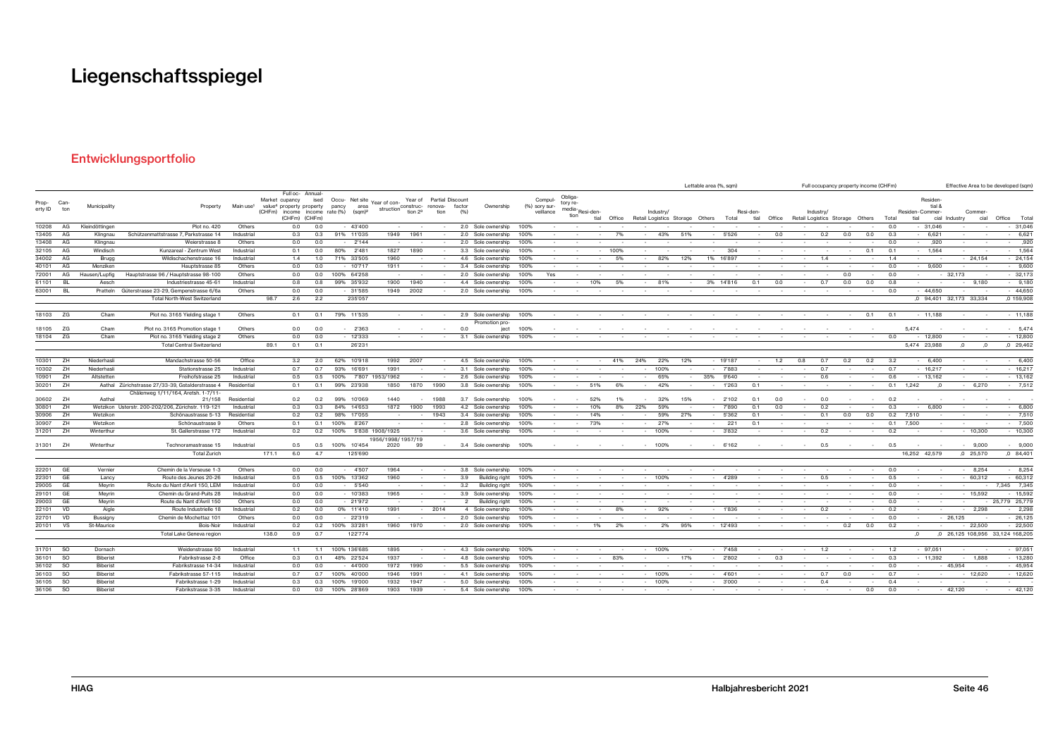# Liegenschaftsspiegel

## Entwicklungsportfolio

| Property ID | Canton | Municipality | Property | Main use¹ | Market value⁴ (CHFm) | Full occupancy property income (CHFm) | Annualised property income (CHFm) | Occupancy rate (%) | Net site area (sqm)² | Year of construction | Year of construction²³ | Partial renovation | Discount factor (%) | Ownership | Compulsory (%) survey surveillance | Obligatory remediation | Lettable area (%, sqm) Residential | Office | Retail | Industry/ Logistics | Storage | Others | Total | Full occupancy property income (CHFm) Residential | Office | Retail | Industry/ Logistics | Storage | Others | Total | Effective Area to be developed (sqm) Residential | Residential & Commercial | Industry | Commercial | Office | Total |
|---|---|---|---|---|---|---|---|---|---|---|---|---|---|---|---|---|---|---|---|---|---|---|---|---|---|---|---|---|---|---|---|---|---|---|---|---|
| 10208 | AG | Kleindöttingen | Plot no. 420 | Others | | 0.0 | 0.0 | - | 43'400 | - | - | - | 2.0 | Sole ownership | 100% | - | - | - | - | - | - | - | - | - | - | - | - | - | - | 0.0 | - | 31,046 | - | - | - | 31,046 |
| 13405 | AG | Klingnau | Schützenmattstrasse 7, Parkstrasse 14 | Industrial | | 0.3 | 0.3 | 91% | 11'035 | 1949 | 1961 | - | 2.0 | Sole ownership | 100% | - | - | - | 7% | - | 43% | 51% | - | 5'526 | - | 0.0 | - | 0.2 | 0.0 | 0.0 | 0.3 | - | 6,621 | - | - | - | 6,621 |
| 13408 | AG | Klingnau | Weierstrasse 8 | Others | | 0.0 | 0.0 | - | 2'144 | - | - | - | 2.0 | Sole ownership | 100% | - | - | - | - | - | - | - | - | - | - | - | - | - | - | - | 0.0 | - | ,920 | - | - | - | ,920 |
| 32105 | AG | Windisch | Kunzareal - Zentrum West | Industrial | | 0.1 | 0.0 | 80% | 2'481 | 1827 | 1890 | - | 3.3 | Sole ownership | 100% | - | - | - | 100% | - | - | - | - | 304 | - | - | - | - | - | 0.1 | 0.1 | - | 1,564 | - | - | - | 1,564 |
| 34002 | AG | Brugg | Wildischachenstrasse 16 | Industrial | | 1.4 | 1.0 | 71% | 33'505 | 1960 | - | - | 4.6 | Sole ownership | 100% | - | - | - | 5% | - | 82% | 12% | 1% | 16'897 | - | - | - | 1.4 | - | - | 1.4 | - | - | - | 24,154 | - | 24,154 |
| 40101 | AG | Menziken | Hauptstrasse 85 | Others | | 0.0 | 0.0 | - | 10'717 | 1911 | - | - | 3.4 | Sole ownership | 100% | - | - | - | - | - | - | - | - | - | - | - | - | - | - | - | 0.0 | - | 9,600 | - | - | - | 9,600 |
| 72001 | AG | Hausen/Lupfig | Hauptstrasse 96 / Hauptstrasse 98-100 | Others | | 0.0 | 0.0 | 100% | 64'258 | - | - | - | 2.0 | Sole ownership | 100% | Yes | - | - | - | - | - | - | - | - | - | - | - | 0.0 | - | 0.0 | - | - | 32,173 | - | - | 32,173 |
| 61101 | BL | Aesch | Industriestrasse 45-61 | Industrial | | 0.8 | 0.8 | 99% | 35'932 | 1900 | 1940 | - | 4.4 | Sole ownership | 100% | - | - | 10% | 5% | - | 81% | - | 3% | 14'816 | 0.1 | 0.0 | - | 0.7 | 0.0 | 0.0 | 0.8 | - | - | - | 9,180 | - | 9,180 |
| 63001 | BL | Pratteln | Güterstrasse 23-29, Gempenstrasse 6/6a | Others | | 0.0 | 0.0 | - | 31'585 | 1949 | 2002 | - | 2.0 | Sole ownership | 100% | - | - | - | - | - | - | - | - | - | - | - | - | - | - | - | 0.0 | - | 44,650 | - | - | - | 44,650 |
| | | | Total North-West Switzerland | | 98.7 | 2.6 | 2.2 | | 235'057 | | | | | | | | | | | | | | | | | | | | | | | ,0 | 94,401 | 32,173 | 33,334 | ,0 | 159,908 |
| 18103 | ZG | Cham | Plot no. 3165 Yielding stage 1 | Others | | 0.1 | 0.1 | 79% | 11'535 | - | - | - | 2.9 | Sole ownership | 100% | - | - | - | - | - | - | - | - | - | - | - | - | - | - | 0.1 | 0.1 | - | 11,188 | - | - | - | 11,188 |
| 18105 | ZG | Cham | Plot no. 3165 Promotion stage 1 | Others | | 0.0 | 0.0 | - | 2'363 | - | - | - | 0.0 | Promotion project | 100% | - | - | - | - | - | - | - | - | - | | | | | | | | 5,474 | - | - | - | - | 5,474 |
| 18104 | ZG | Cham | Plot no. 3165 Yielding stage 2 | Others | | 0.0 | 0.0 | - | 12'333 | - | - | - | 3.1 | Sole ownership | 100% | - | - | - | - | - | - | - | - | - | - | - | - | - | - | - | 0.0 | - | 12,800 | - | - | - | 12,800 |
| | | | Total Central Switzerland | | 89.1 | 0.1 | 0.1 | | 26'231 | | | | | | | | | | | | | | | | | | | | | | | 5,474 | 23,988 | ,0 | ,0 | ,0 | 29,462 |
| 10301 | ZH | Niederhasli | Mandachstrasse 50-56 | Office | | 3.2 | 2.0 | 62% | 10'918 | 1992 | 2007 | - | 4.5 | Sole ownership | 100% | - | - | - | 41% | 24% | 22% | 12% | - | 19'187 | - | 1.2 | 0.8 | 0.7 | 0.2 | 0.2 | 3.2 | - | 6,400 | - | - | - | 6,400 |
| 10302 | ZH | Niederhasli | Stationstrasse 25 | Industrial | | 0.7 | 0.7 | 93% | 16'691 | 1991 | - | - | 3.1 | Sole ownership | 100% | - | - | - | - | - | 100% | - | - | 7'883 | - | - | - | 0.7 | - | - | 0.7 | - | 16,217 | - | - | - | 16,217 |
| 10901 | ZH | Altstetten | Freihofstrasse 25 | Industrial | | 0.5 | 0.5 | 100% | 7'807 | 1953/1962 | - | - | 2.6 | Sole ownership | 100% | - | - | - | - | - | 65% | - | 35% | 9'640 | - | - | - | 0.6 | - | - | 0.6 | - | 13,162 | - | - | - | 13,162 |
| 30201 | ZH | Aathal | Zürichstrasse 27/33-39, Gstalderstrasse 4 | Residential | | 0.1 | 0.1 | 99% | 23'938 | 1850 | 1870 | 1990 | 3.8 | Sole ownership | 100% | - | - | 51% | 6% | - | 42% | - | - | 1'263 | 0.1 | - | - | - | - | - | 0.1 | 1,242 | ,0 | - | 6,270 | - | 7,512 |
| 30602 | ZH | Aathal | Chälenweg 1/11/164, Arotsh. 1-7/11-21/158 | Residential | | 0.2 | 0.2 | 99% | 10'069 | 1440 | - | 1988 | 3.7 | Sole ownership | 100% | - | - | 52% | 1% | - | 32% | 15% | - | 2'102 | 0.1 | 0.0 | - | 0.0 | - | - | 0.2 | - | - | - | - | - | - |
| 30801 | ZH | Wetzikon | Usterstr. 200-202/206, Zürichstr. 119-121 | Industrial | | 0.3 | 0.3 | 84% | 14'653 | 1872 | 1900 | 1993 | 4.2 | Sole ownership | 100% | - | - | 10% | 8% | 22% | 59% | - | - | 7'690 | 0.1 | 0.0 | - | 0.2 | - | - | 0.3 | - | 6,800 | - | - | - | 6,800 |
| 30906 | ZH | Wetzikon | Schönaustrasse 5-13 | Residential | | 0.2 | 0.2 | 98% | 17'055 | - | - | 1943 | 3.4 | Sole ownership | 100% | - | - | 14% | - | - | 59% | 27% | - | 5'362 | 0.1 | - | - | 0.1 | 0.0 | 0.0 | 0.2 | 7,510 | - | - | - | - | 7,510 |
| 30907 | ZH | Wetzikon | Schönaustrasse 9 | Others | | 0.1 | 0.1 | 100% | 8'267 | - | - | - | 2.8 | Sole ownership | 100% | - | - | 73% | - | - | 27% | - | - | 221 | 0.1 | - | - | - | - | - | 0.1 | 7,500 | - | - | - | - | 7,500 |
| 31201 | ZH | Winterthur | St. Gallerstrasse 172 | Industrial | | 0.2 | 0.2 | 100% | 5'838 | 1908/1925 | - | - | 3.6 | Sole ownership | 100% | - | - | - | - | - | 100% | - | - | 3'832 | - | - | - | 0.2 | - | - | 0.2 | - | - | - | 10,300 | - | 10,300 |
| 31301 | ZH | Winterthur | Technoramastrasse 15 | Industrial | | 0.5 | 0.5 | 100% | 10'454 | 1956/1998/2020 | 1957/1999 | - | 3.4 | Sole ownership | 100% | - | - | - | - | - | 100% | - | - | 6'162 | - | - | - | 0.5 | - | - | 0.5 | - | - | - | 9,000 | - | 9,000 |
| | | | Total Zurich | | 171.1 | 6.0 | 4.7 | | 125'690 | | | | | | | | | | | | | | | | | | | | | | | 16,252 | 42,579 | ,0 | 25,570 | ,0 | 84,401 |
| 22201 | GE | Vernier | Chemin de la Verseuse 1-3 | Others | | 0.0 | 0.0 | - | 4'507 | 1964 | - | - | 3.8 | Sole ownership | 100% | - | - | - | - | - | - | - | - | - | - | - | - | - | - | - | 0.0 | - | - | - | 8,254 | - | 8,254 |
| 22301 | GE | Lancy | Route des Jeunes 20-26 | Industrial | | 0.5 | 0.5 | 100% | 13'362 | 1960 | - | - | 3.9 | Sole ownership | 100% | - | - | - | - | - | 100% | - | - | 4'289 | - | - | - | 0.5 | - | - | 0.5 | - | - | - | 60,312 | - | 60,312 |
| 29005 | GE | Meyrin | Route du Nant d'Avril 150, LEM | Industrial | | 0.0 | 0.0 | - | 5'540 | - | - | - | 3.2 | Building right | 100% | - | - | - | - | - | - | - | - | - | - | - | - | - | - | - | 0.0 | - | - | - | - | 7,345 | 7,345 |
| 29101 | GE | Meyrin | Chemin du Grand-Puits 28 | Industrial | | 0.0 | 0.0 | - | 10'383 | 1965 | - | - | 3.9 | Sole ownership | 100% | - | - | - | - | - | - | - | - | - | - | - | - | - | - | - | 0.0 | - | - | - | 15,592 | - | 15,592 |
| 29003 | GE | Meyrin | Route du Nant d'Avril 150 | Others | | 0.0 | 0.0 | - | 21'972 | - | - | - | 2 | Building right | 100% | - | - | - | - | - | - | - | - | - | - | - | - | - | - | - | 0.0 | - | - | - | - | 25,779 | 25,779 |
| 22101 | VD | Aigle | Route Industrielle 18 | Industrial | | 0.2 | 0.0 | 0% | 11'410 | 1991 | - | 2014 | 4 | Sole ownership | 100% | - | - | - | 8% | - | 92% | - | - | 1'836 | - | - | - | 0.2 | - | - | 0.2 | - | - | - | 2,298 | - | 2,298 |
| 22701 | VD | Bussigny | Chemin de Mochettaz 101 | Others | | 0.0 | 0.0 | - | 22'319 | - | - | - | 2.0 | Sole ownership | 100% | - | - | - | - | - | - | - | - | - | - | - | - | - | - | - | 0.0 | - | - | 26,125 | - | - | 26,125 |
| 20101 | VS | St-Maurice | Bois-Noir | Industrial | | 0.2 | 0.2 | 100% | 33'281 | 1960 | 1970 | - | 2.0 | Sole ownership | 100% | - | - | 1% | 2% | - | 2% | 95% | - | 12'493 | - | - | - | - | 0.2 | 0.0 | 0.2 | - | - | - | 22,500 | - | 22,500 |
| | | | Total Lake Geneva region | | 138.0 | 0.9 | 0.7 | | 122'774 | | | | | | | | | | | | | | | | | | | | | | | ,0 | ,0 | 26,125 | 108,956 | 33,124 | 168,205 |
| 31701 | SO | Dornach | Weidenstrasse 50 | Industrial | | 1.1 | 1.1 | 100% | 136'685 | 1895 | - | - | 4.3 | Sole ownership | 100% | - | - | - | - | - | 100% | - | - | 7'458 | - | - | - | 1.2 | - | - | 1.2 | - | 97,051 | - | - | - | 97,051 |
| 36101 | SO | Biberist | Fabrikstrasse 2-8 | Office | | 0.3 | 0.1 | 48% | 22'524 | 1937 | - | - | 4.8 | Sole ownership | 100% | - | - | - | 83% | - | - | 17% | - | 2'802 | - | 0.3 | - | - | - | - | 0.3 | - | 11,392 | - | 1,888 | - | 13,280 |
| 36102 | SO | Biberist | Fabrikstrasse 14-34 | Industrial | | 0.0 | 0.0 | - | 44'000 | 1972 | 1990 | - | 5.5 | Sole ownership | 100% | - | - | - | - | - | - | - | - | - | - | - | - | - | - | - | 0.0 | - | - | 45,954 | - | - | 45,954 |
| 36103 | SO | Biberist | Fabrikstrasse 57-115 | Industrial | | 0.7 | 0.7 | 100% | 40'000 | 1946 | 1991 | - | 4.1 | Sole ownership | 100% | - | - | - | - | - | 100% | - | - | 4'601 | - | - | - | 0.7 | 0.0 | - | 0.7 | - | - | - | 12,620 | - | 12,620 |
| 36105 | SO | Biberist | Fabrikstrasse 1-29 | Industrial | | 0.3 | 0.3 | 100% | 19'000 | 1932 | 1947 | - | 5.0 | Sole ownership | 100% | - | - | - | - | - | 100% | - | - | 3'000 | - | - | - | 0.4 | - | - | 0.4 | - | - | - | - | - | - |
| 36106 | SO | Biberist | Fabrikstrasse 3-35 | Industrial | | 0.0 | 0.0 | 100% | 28'869 | 1903 | 1939 | - | 5.4 | Sole ownership | 100% | - | - | - | - | - | - | - | - | - | - | - | - | - | - | 0.0 | 0.0 | - | - | - | 42,120 | - | 42,120 |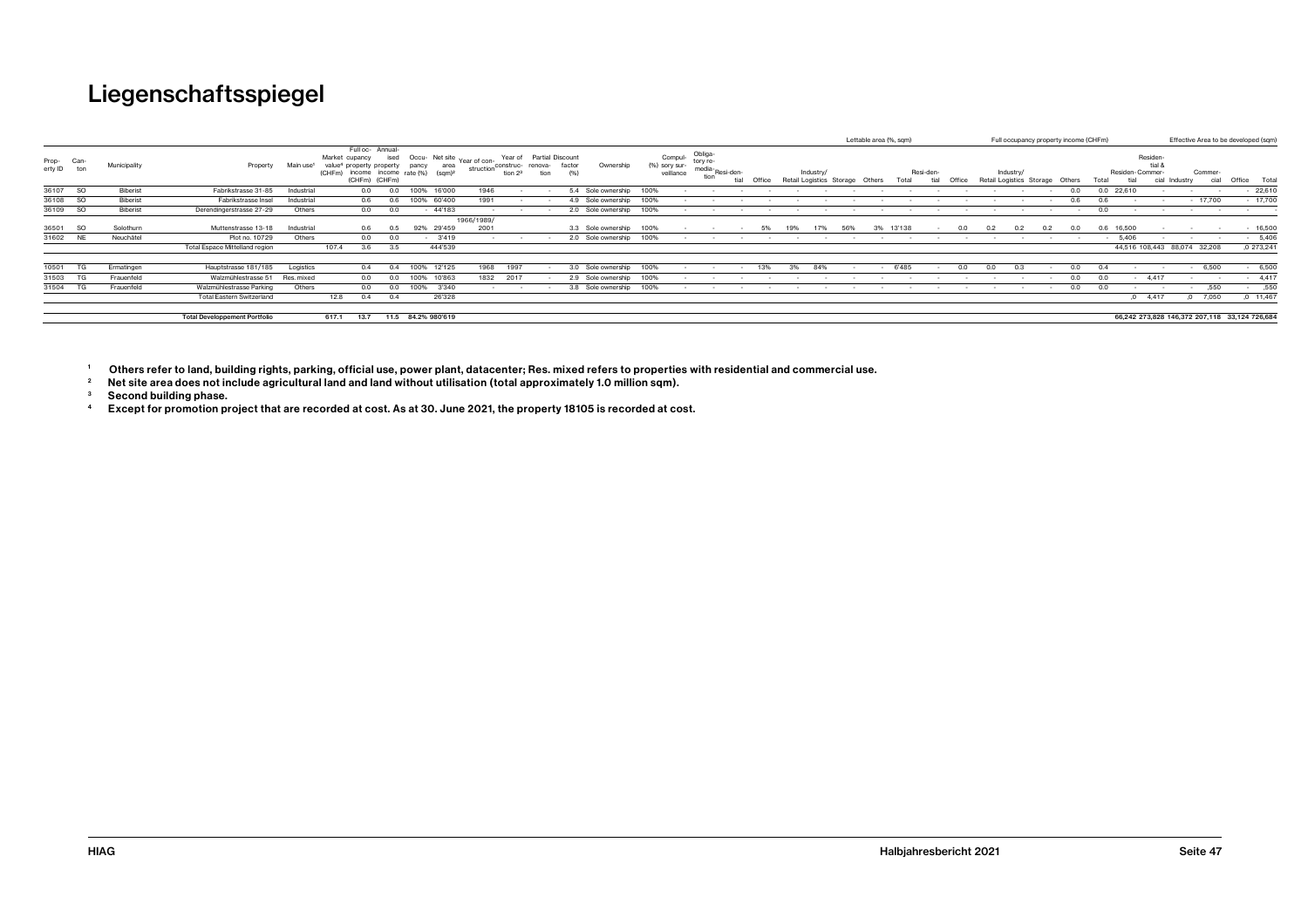# Liegenschaftsspiegel

| | | | | | | | | | | | | | | | | | | Lettable area (%, sqm) | | | | | | | Full occupancy property income (CHFm) | | | | | | | Effective Area to be developed (sqm) | | | | | |
|---|---|---|---|---|---|---|---|---|---|---|---|---|---|---|---|---|---|---|---|---|---|---|---|---|---|---|---|---|---|---|---|---|---|---|---|---|---|
| Property ID | Canton | Municipality | Property | Main use[1] | Market value[4] (CHFm) | Full occupancy property income (CHFm) | Annualised property income (CHFm) | Occupancy rate (%) | Net site area (sqm)[2] | Year of construction | Year of construction 2[3] | Partial renovation | Discount factor (%) | Ownership | (%) | Compulsory surveillance | Obligatory remediation | Residential | Office | Retail | Industry/ Logistics | Storage | Others | Total | Residential | Office | Retail | Industry/ Logistics | Storage | Others | Total | Residential | Residential & commercial | Industry | Commercial | Office | Total |
| 36107 | SO | Biberist | Fabrikstrasse 31-85 | Industrial | | 0.0 | 0.0 | 100% | 16'000 | 1946 | - | - | 5.4 | Sole ownership | 100% | - | - | - | - | - | - | - | - | - | - | - | - | - | - | 0.0 | 0.0 | 22,610 | - | - | - | - | 22,610 |
| 36108 | SO | Biberist | Fabrikstrasse Insel | Industrial | | 0.6 | 0.6 | 100% | 60'400 | 1991 | - | - | 4.9 | Sole ownership | 100% | - | - | - | - | - | - | - | - | - | - | - | - | - | - | 0.6 | 0.6 | - | - | - | 17,700 | - | 17,700 |
| 36109 | SO | Biberist | Derendingerstrasse 27-29 | Others | | 0.0 | 0.0 | - | 44'183 | - | - | - | 2.0 | Sole ownership | 100% | - | - | - | - | - | - | - | - | - | - | - | - | - | - | - | 0.0 | - | - | - | - | - | - |
| 36501 | SO | Solothurn | Muttenstrasse 13-18 | Industrial | | 0.6 | 0.5 | 92% | 29'459 | 1966/1989/ 2001 | | | 3.3 | Sole ownership | 100% | - | - | - | 5% | 19% | 17% | 56% | 3% | 13'138 | - | 0.0 | 0.2 | 0.2 | 0.2 | 0.0 | 0.6 | 16,500 | - | - | - | - | 16,500 |
| 31602 | NE | Neuchâtel | Plot no. 10729 | Others | | 0.0 | 0.0 | - | 3'419 | - | - | - | 2.0 | Sole ownership | 100% | - | - | - | - | - | - | - | - | - | - | - | - | - | - | - | - | 5,406 | - | - | - | - | 5,406 |
| | | | Total Espace Mittelland region | | 107.4 | 3.6 | 3.5 | | 444'539 | | | | | | | | | | | | | | | | | | | | | | | 44,516 | 108,443 | 88,074 | 32,208 | ,0 | 273,241 |
| 10501 | TG | Ermatingen | Hauptstrasse 181/185 | Logistics | | 0.4 | 0.4 | 100% | 12'125 | 1968 | 1997 | - | 3.0 | Sole ownership | 100% | - | - | - | 13% | 3% | 84% | - | - | 6'485 | - | 0.0 | 0.0 | 0.3 | - | 0.0 | 0.4 | - | - | - | 6,500 | - | 6,500 |
| 31503 | TG | Frauenfeld | Walzmühlestrasse 51 | Res. mixed | | 0.0 | 0.0 | 100% | 10'863 | 1832 | 2017 | - | 2.9 | Sole ownership | 100% | - | - | - | - | - | - | - | - | - | - | - | - | - | - | 0.0 | 0.0 | - | 4,417 | - | - | - | 4,417 |
| 31504 | TG | Frauenfeld | Walzmühlestrasse Parking | Others | | 0.0 | 0.0 | 100% | 3'340 | - | - | - | 3.8 | Sole ownership | 100% | - | - | - | - | - | - | - | - | - | - | - | - | - | - | 0.0 | 0.0 | - | - | - | ,550 | - | ,550 |
| | | | Total Eastern Switzerland | | 12.8 | 0.4 | 0.4 | | 26'328 | | | | | | | | | | | | | | | | | | | | | | | ,0 | 4,417 | ,0 | 7,050 | ,0 | 11,467 |
| | | | Total Developpement Portfolio | | 617.1 | 13.7 | 11.5 | 84.2% | 980'619 | | | | | | | | | | | | | | | | | | | | | | | 66,242 | 273,828 | 146,372 | 207,118 | 33,124 | 726,684 |

[1] Others refer to land, building rights, parking, official use, power plant, datacenter; Res. mixed refers to properties with residential and commercial use.

[2] Net site area does not include agricultural land and land without utilisation (total approximately 1.0 million sqm).

[3] Second building phase.

[4] Except for promotion project that are recorded at cost. As at 30. June 2021, the property 18105 is recorded at cost.